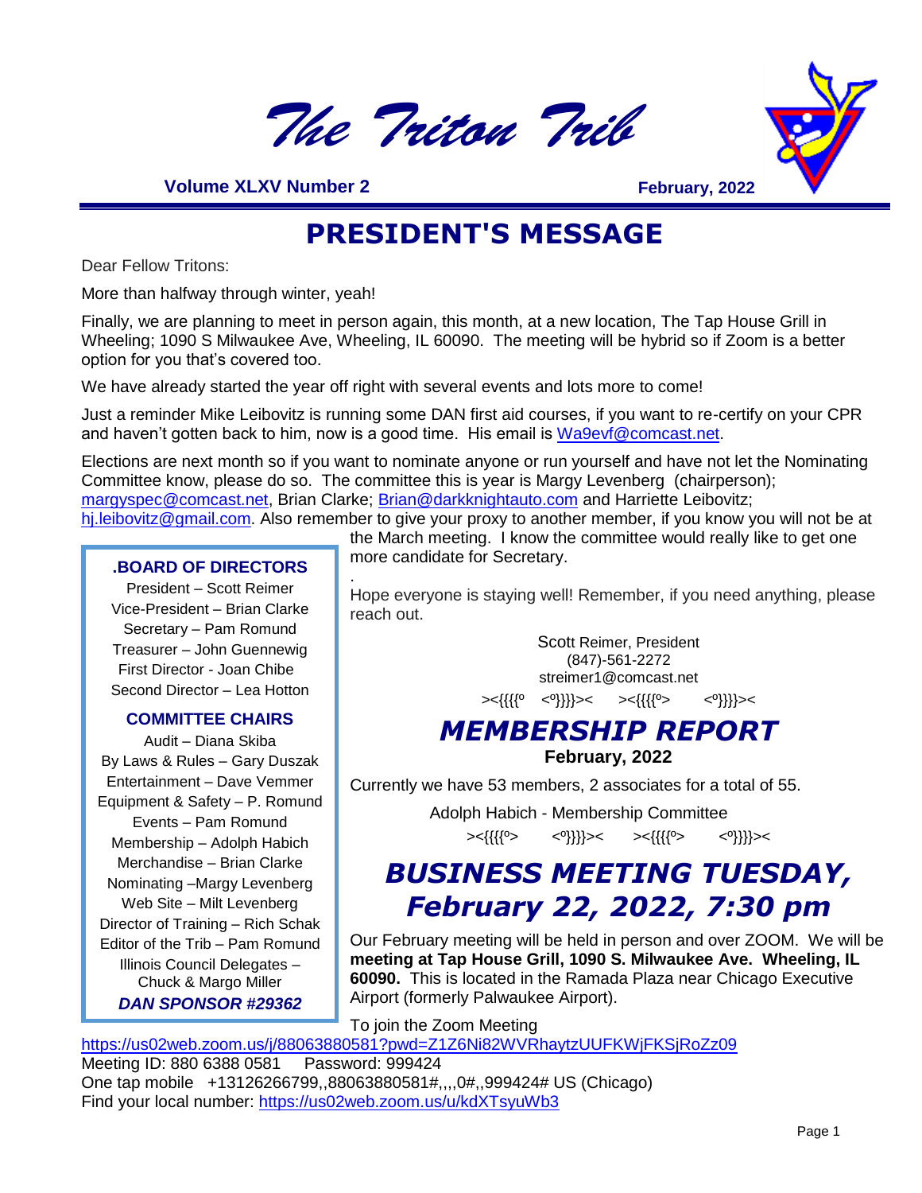# The Triton Trib

**Volume XLXV Number 2** **February, 2022**

## PRESIDENT'S MESSAGE

Dear Fellow Tritons:

More than halfway through winter, yeah!

Finally, we are planning to meet in person again, this month, at a new location, The Tap House Grill in Wheeling; 1090 S Milwaukee Ave, Wheeling, IL 60090. The meeting will be hybrid so if Zoom is a better option for you that's covered too.

We have already started the year off right with several events and lots more to come!

Just a reminder Mike Leibovitz is running some DAN first aid courses, if you want to re-certify on your CPR and haven't gotten back to him, now is a good time. His email is Wa9evf@comcast.net.

Elections are next month so if you want to nominate anyone or run yourself and have not let the Nominating Committee know, please do so. The committee this is year is Margy Levenberg (chairperson); margyspec@comcast.net, Brian Clarke; Brian@darkknightauto.com and Harriette Leibovitz; hj.leibovitz@gmail.com. Also remember to give your proxy to another member, if you know you will not be at the March meeting. I know the committee would really like to get one more candidate for Secretary.

Hope everyone is staying well! Remember, if you need anything, please reach out.

Scott Reimer, President
(847)-561-2272
streimer1@comcast.net

><{{{{º <º}}}}>< ><{{{{º> <º}}}}><

### .BOARD OF DIRECTORS

President – Scott Reimer
Vice-President – Brian Clarke
Secretary – Pam Romund
Treasurer – John Guennewig
First Director - Joan Chibe
Second Director – Lea Hotton

### COMMITTEE CHAIRS

Audit – Diana Skiba
By Laws & Rules – Gary Duszak
Entertainment – Dave Vemmer
Equipment & Safety – P. Romund
Events – Pam Romund
Membership – Adolph Habich
Merchandise – Brian Clarke
Nominating –Margy Levenberg
Web Site – Milt Levenberg
Director of Training – Rich Schak
Editor of the Trib – Pam Romund
Illinois Council Delegates – Chuck & Margo Miller

***DAN SPONSOR #29362***

## *MEMBERSHIP REPORT*

**February, 2022**

Currently we have 53 members, 2 associates for a total of 55.

Adolph Habich - Membership Committee

><{{{{º> <º}}}}>< ><{{{{º> <º}}}}><

## *BUSINESS MEETING TUESDAY, February 22, 2022, 7:30 pm*

Our February meeting will be held in person and over ZOOM. We will be **meeting at Tap House Grill, 1090 S. Milwaukee Ave. Wheeling, IL 60090.** This is located in the Ramada Plaza near Chicago Executive Airport (formerly Palwaukee Airport).

To join the Zoom Meeting
https://us02web.zoom.us/j/88063880581?pwd=Z1Z6Ni82WVRhaytzUUFKWjFKSjRoZz09
Meeting ID: 880 6388 0581 Password: 999424
One tap mobile +13126266799,,88063880581#,,,,0#,,999424# US (Chicago)
Find your local number: https://us02web.zoom.us/u/kdXTsyuWb3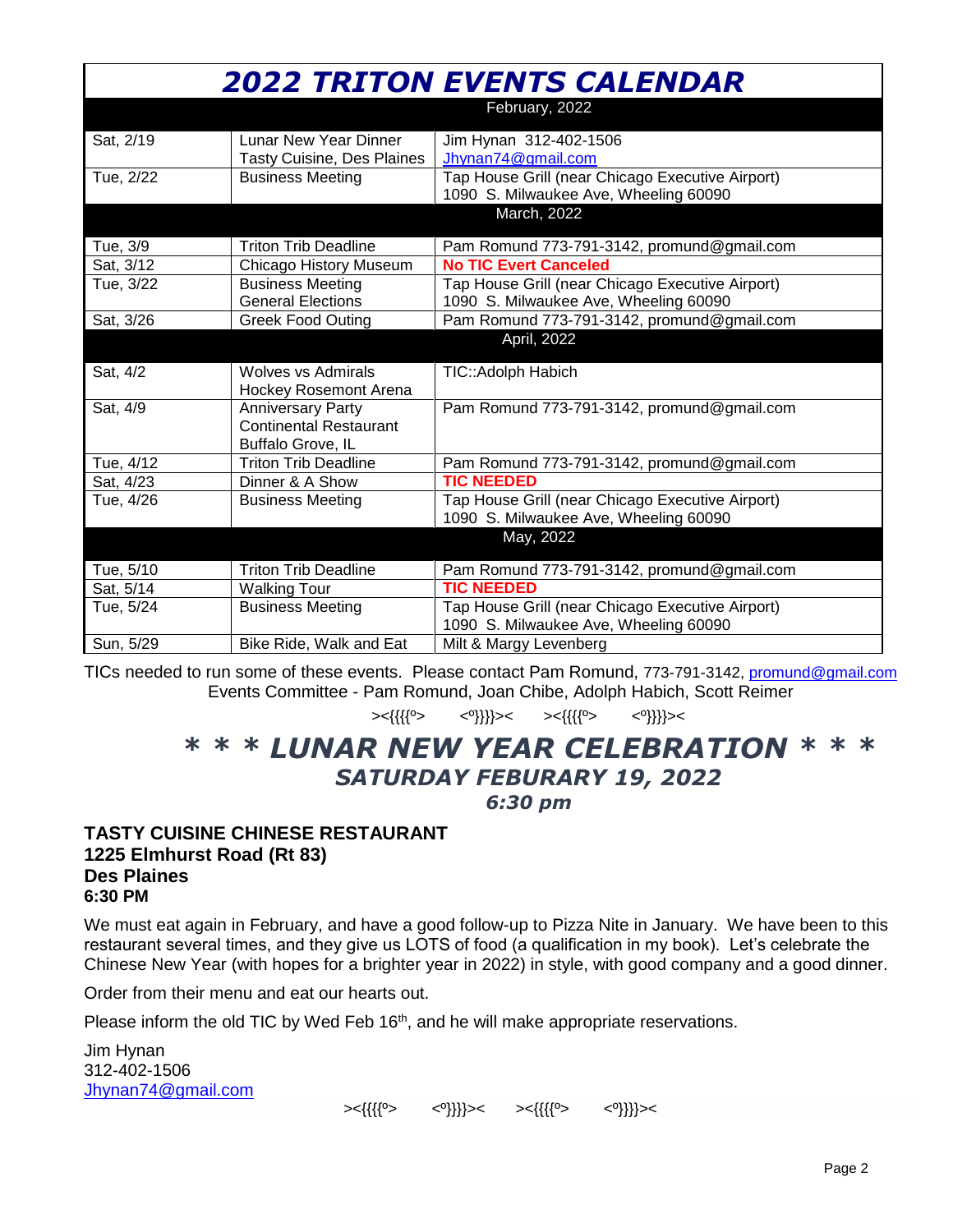# *2022 TRITON EVENTS CALENDAR*

| | | |
|---|---|---|
| **February, 2022** | | |
| Sat, 2/19 | Lunar New Year Dinner<br>Tasty Cuisine, Des Plaines | Jim Hynan 312-402-1506<br>Jhynan74@gmail.com |
| Tue, 2/22 | Business Meeting | Tap House Grill (near Chicago Executive Airport)<br>1090 S. Milwaukee Ave, Wheeling 60090 |
| **March, 2022** | | |
| Tue, 3/9 | Triton Trib Deadline | Pam Romund 773-791-3142, promund@gmail.com |
| Sat, 3/12 | Chicago History Museum | **No TIC Evert Canceled** |
| Tue, 3/22 | Business Meeting<br>General Elections | Tap House Grill (near Chicago Executive Airport)<br>1090 S. Milwaukee Ave, Wheeling 60090 |
| Sat, 3/26 | Greek Food Outing | Pam Romund 773-791-3142, promund@gmail.com |
| **April, 2022** | | |
| Sat, 4/2 | Wolves vs Admirals<br>Hockey Rosemont Arena | TIC::Adolph Habich |
| Sat, 4/9 | Anniversary Party<br>Continental Restaurant<br>Buffalo Grove, IL | Pam Romund 773-791-3142, promund@gmail.com |
| Tue, 4/12 | Triton Trib Deadline | Pam Romund 773-791-3142, promund@gmail.com |
| Sat, 4/23 | Dinner & A Show | **TIC NEEDED** |
| Tue, 4/26 | Business Meeting | Tap House Grill (near Chicago Executive Airport)<br>1090 S. Milwaukee Ave, Wheeling 60090 |
| **May, 2022** | | |
| Tue, 5/10 | Triton Trib Deadline | Pam Romund 773-791-3142, promund@gmail.com |
| Sat, 5/14 | Walking Tour | **TIC NEEDED** |
| Tue, 5/24 | Business Meeting | Tap House Grill (near Chicago Executive Airport)<br>1090 S. Milwaukee Ave, Wheeling 60090 |
| Sun, 5/29 | Bike Ride, Walk and Eat | Milt & Margy Levenberg |

TICs needed to run some of these events. Please contact Pam Romund, 773-791-3142, promund@gmail.com
Events Committee - Pam Romund, Joan Chibe, Adolph Habich, Scott Reimer

><{{{{º> <º}}}}>< ><{{{{º> <º}}}}><

## *\* \* \* LUNAR NEW YEAR CELEBRATION \* \* \**
### *SATURDAY FEBURARY 19, 2022*
### *6:30 pm*

**TASTY CUISINE CHINESE RESTAURANT**
**1225 Elmhurst Road (Rt 83)**
**Des Plaines**
**6:30 PM**

We must eat again in February, and have a good follow-up to Pizza Nite in January. We have been to this restaurant several times, and they give us LOTS of food (a qualification in my book). Let's celebrate the Chinese New Year (with hopes for a brighter year in 2022) in style, with good company and a good dinner.

Order from their menu and eat our hearts out.

Please inform the old TIC by Wed Feb 16th, and he will make appropriate reservations.

Jim Hynan
312-402-1506
Jhynan74@gmail.com

><{{{{º> <º}}}}>< ><{{{{º> <º}}}}><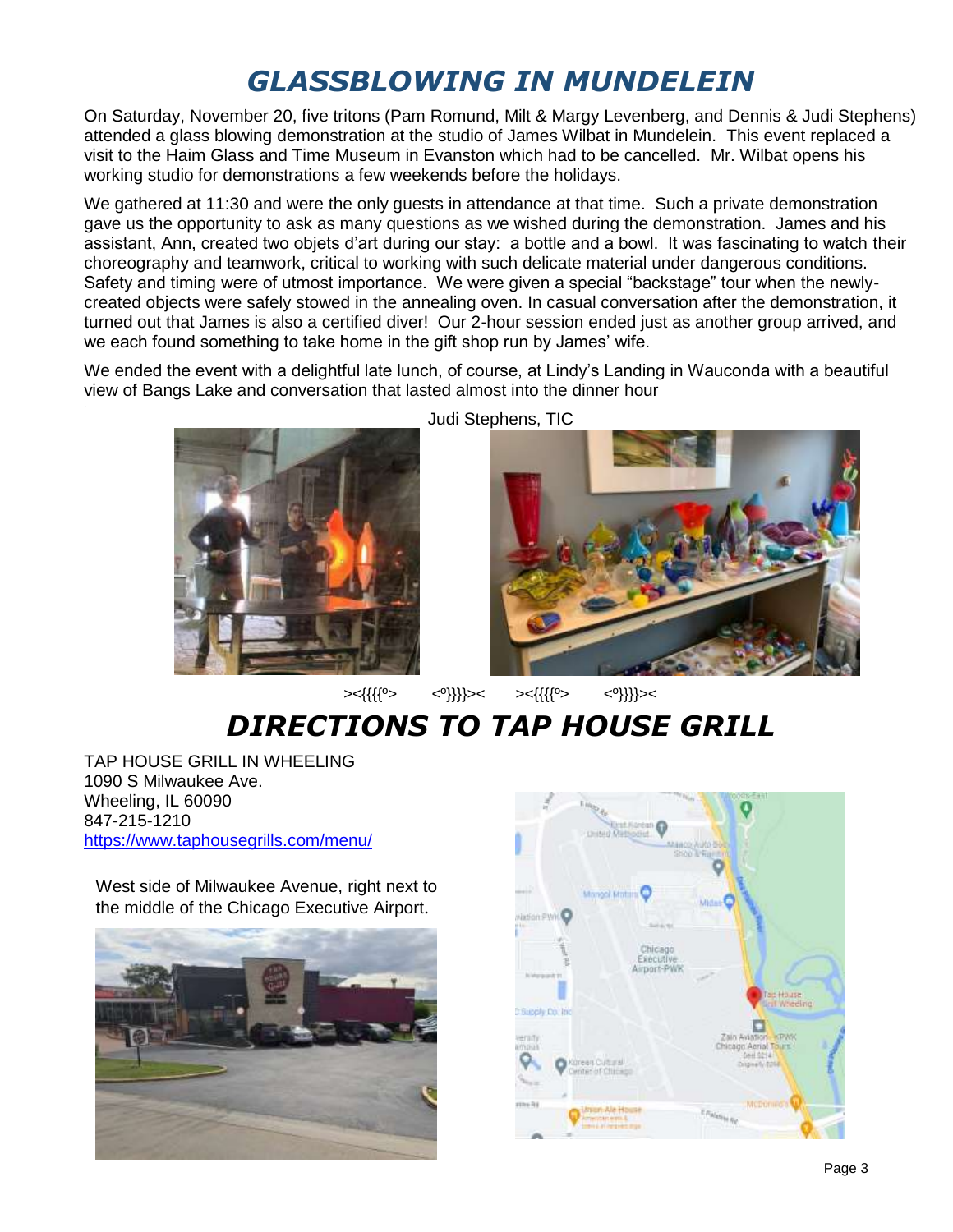# *GLASSBLOWING IN MUNDELEIN*

On Saturday, November 20, five tritons (Pam Romund, Milt & Margy Levenberg, and Dennis & Judi Stephens) attended a glass blowing demonstration at the studio of James Wilbat in Mundelein. This event replaced a visit to the Haim Glass and Time Museum in Evanston which had to be cancelled. Mr. Wilbat opens his working studio for demonstrations a few weekends before the holidays.

We gathered at 11:30 and were the only guests in attendance at that time. Such a private demonstration gave us the opportunity to ask as many questions as we wished during the demonstration. James and his assistant, Ann, created two objets d'art during our stay: a bottle and a bowl. It was fascinating to watch their choreography and teamwork, critical to working with such delicate material under dangerous conditions. Safety and timing were of utmost importance. We were given a special "backstage" tour when the newly-created objects were safely stowed in the annealing oven. In casual conversation after the demonstration, it turned out that James is also a certified diver! Our 2-hour session ended just as another group arrived, and we each found something to take home in the gift shop run by James' wife.

We ended the event with a delightful late lunch, of course, at Lindy's Landing in Wauconda with a beautiful view of Bangs Lake and conversation that lasted almost into the dinner hour

Judi Stephens, TIC

><{{{º> <º}}}>< ><{{{º> <º}}}><

# *DIRECTIONS TO TAP HOUSE GRILL*

TAP HOUSE GRILL IN WHEELING
1090 S Milwaukee Ave.
Wheeling, IL 60090
847-215-1210
https://www.taphousegrills.com/menu/

West side of Milwaukee Avenue, right next to the middle of the Chicago Executive Airport.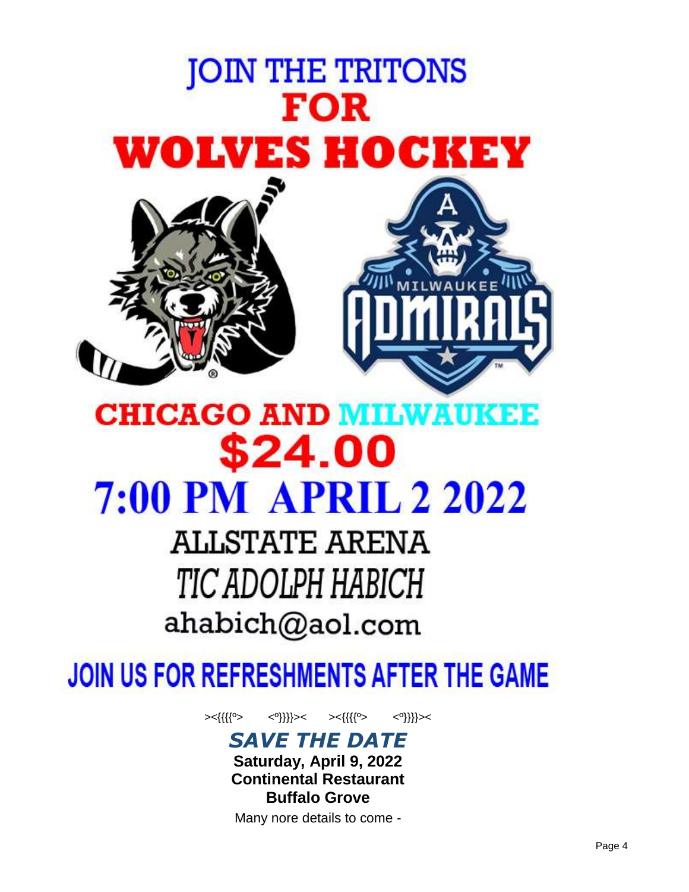# JOIN THE TRITONS
# FOR
# WOLVES HOCKEY

## CHICAGO AND MILWAUKEE
## $24.00
## 7:00 PM APRIL 2 2022

### ALLSTATE ARENA
### TIC ADOLPH HABICH
### ahabich@aol.com

## JOIN US FOR REFRESHMENTS AFTER THE GAME

><{{{º> <º}}}>< ><{{{º> <º}}}><

### *SAVE THE DATE*

**Saturday, April 9, 2022**
**Continental Restaurant**
**Buffalo Grove**

Many nore details to come -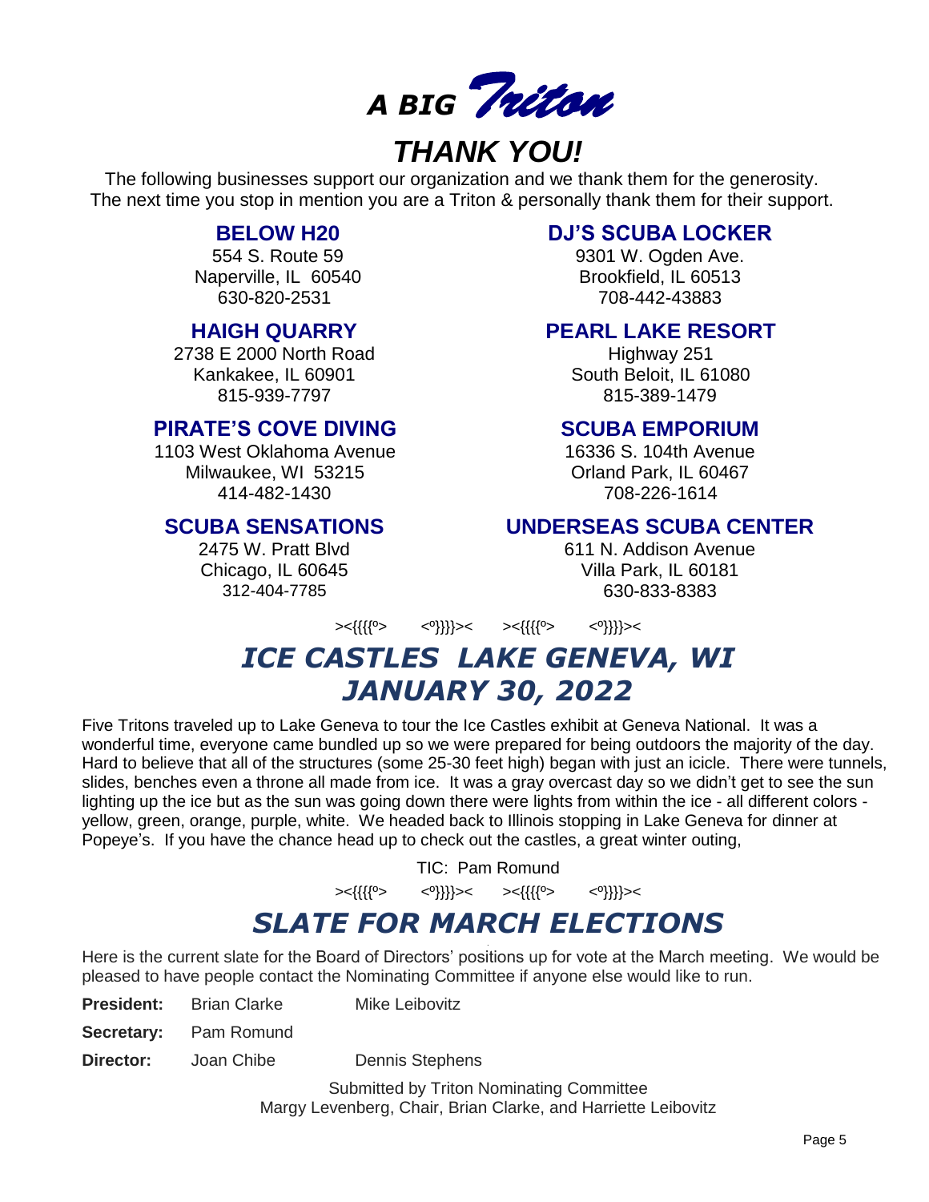# *A BIG Triton*

# *THANK YOU!*

The following businesses support our organization and we thank them for the generosity.
The next time you stop in mention you are a Triton & personally thank them for their support.

**BELOW H20**
554 S. Route 59
Naperville, IL 60540
630-820-2531

**DJ'S SCUBA LOCKER**
9301 W. Ogden Ave.
Brookfield, IL 60513
708-442-43883

**HAIGH QUARRY**
2738 E 2000 North Road
Kankakee, IL 60901
815-939-7797

**PEARL LAKE RESORT**
Highway 251
South Beloit, IL 61080
815-389-1479

**PIRATE'S COVE DIVING**
1103 West Oklahoma Avenue
Milwaukee, WI 53215
414-482-1430

**SCUBA EMPORIUM**
16336 S. 104th Avenue
Orland Park, IL 60467
708-226-1614

**SCUBA SENSATIONS**
2475 W. Pratt Blvd
Chicago, IL 60645
312-404-7785

**UNDERSEAS SCUBA CENTER**
611 N. Addison Avenue
Villa Park, IL 60181
630-833-8383

><{{{{º>  <º}}}}><  ><{{{{º>  <º}}}}><

## *ICE CASTLES LAKE GENEVA, WI JANUARY 30, 2022*

Five Tritons traveled up to Lake Geneva to tour the Ice Castles exhibit at Geneva National. It was a wonderful time, everyone came bundled up so we were prepared for being outdoors the majority of the day. Hard to believe that all of the structures (some 25-30 feet high) began with just an icicle. There were tunnels, slides, benches even a throne all made from ice. It was a gray overcast day so we didn't get to see the sun lighting up the ice but as the sun was going down there were lights from within the ice - all different colors - yellow, green, orange, purple, white. We headed back to Illinois stopping in Lake Geneva for dinner at Popeye's. If you have the chance head up to check out the castles, a great winter outing,

TIC: Pam Romund

><{{{{º>  <º}}}}><  ><{{{{º>  <º}}}}><

## *SLATE FOR MARCH ELECTIONS*

Here is the current slate for the Board of Directors' positions up for vote at the March meeting. We would be pleased to have people contact the Nominating Committee if anyone else would like to run.

**President:** Brian Clarke  Mike Leibovitz

**Secretary:** Pam Romund

**Director:** Joan Chibe  Dennis Stephens

Submitted by Triton Nominating Committee
Margy Levenberg, Chair, Brian Clarke, and Harriette Leibovitz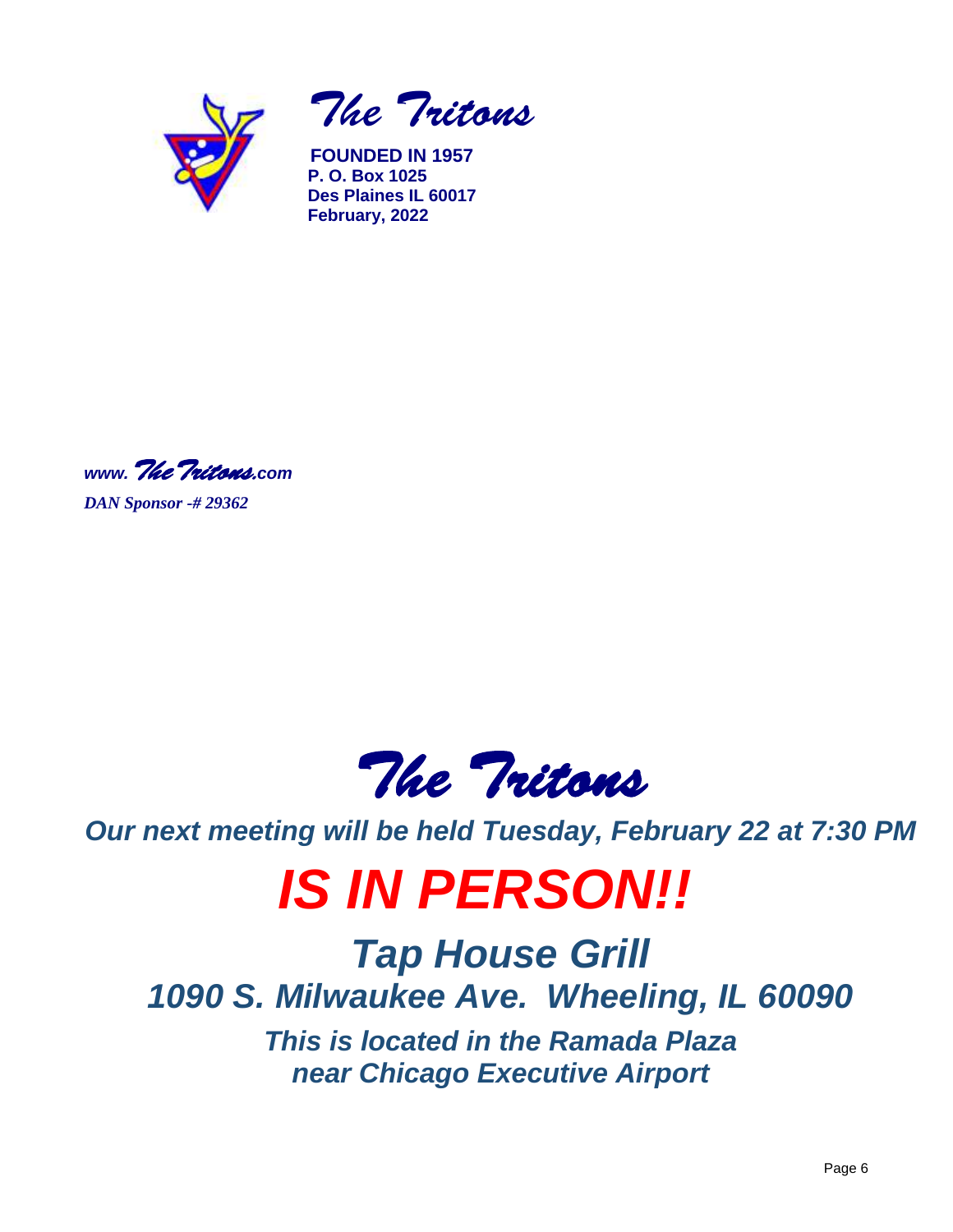# *The Tritons*

**FOUNDED IN 1957**
**P. O. Box 1025**
**Des Plaines IL 60017**
**February, 2022**

***www. The Tritons.com***

***DAN Sponsor -# 29362***

# *The Tritons*

***Our next meeting will be held Tuesday, February 22 at 7:30 PM***

# ***IS IN PERSON!!***

## ***Tap House Grill***

## ***1090 S. Milwaukee Ave. Wheeling, IL 60090***

***This is located in the Ramada Plaza***
***near Chicago Executive Airport***